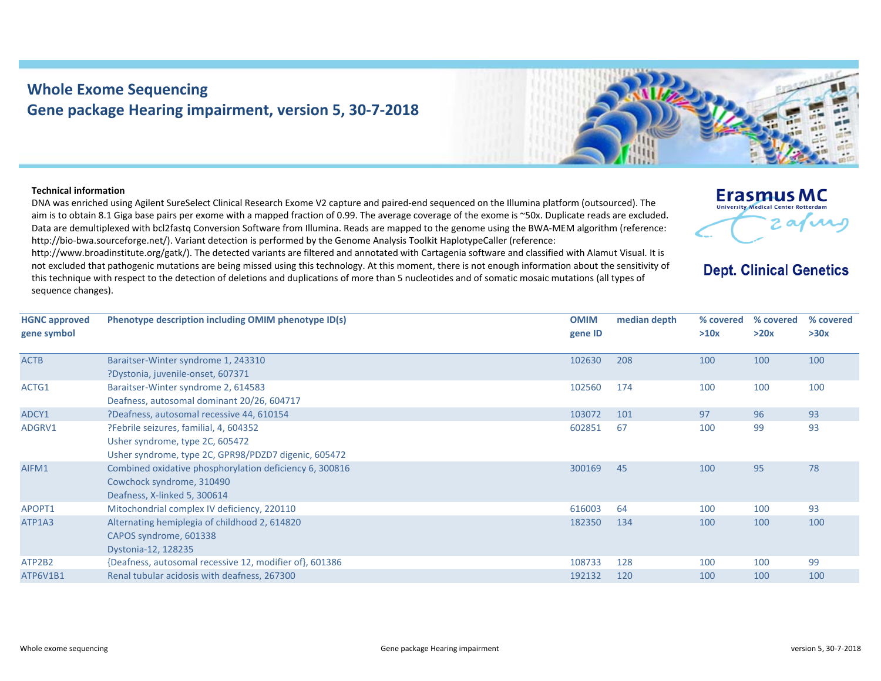# Whole Exome Sequencing
## Gene package Hearing impairment, version 5, 30-7-2018

Erasmus MC
University Medical Center Rotterdam

Dept. Clinical Genetics

**Technical information**

DNA was enriched using Agilent SureSelect Clinical Research Exome V2 capture and paired-end sequenced on the Illumina platform (outsourced). The aim is to obtain 8.1 Giga base pairs per exome with a mapped fraction of 0.99. The average coverage of the exome is ~50x. Duplicate reads are excluded. Data are demultiplexed with bcl2fastq Conversion Software from Illumina. Reads are mapped to the genome using the BWA-MEM algorithm (reference: http://bio-bwa.sourceforge.net/). Variant detection is performed by the Genome Analysis Toolkit HaplotypeCaller (reference: http://www.broadinstitute.org/gatk/). The detected variants are filtered and annotated with Cartagenia software and classified with Alamut Visual. It is not excluded that pathogenic mutations are being missed using this technology. At this moment, there is not enough information about the sensitivity of this technique with respect to the detection of deletions and duplications of more than 5 nucleotides and of somatic mosaic mutations (all types of sequence changes).

| HGNC approved gene symbol | Phenotype description including OMIM phenotype ID(s) | OMIM gene ID | median depth | % covered >10x | % covered >20x | % covered >30x |
|---|---|---|---|---|---|---|
| ACTB | Baraitser-Winter syndrome 1, 243310<br>?Dystonia, juvenile-onset, 607371 | 102630 | 208 | 100 | 100 | 100 |
| ACTG1 | Baraitser-Winter syndrome 2, 614583<br>Deafness, autosomal dominant 20/26, 604717 | 102560 | 174 | 100 | 100 | 100 |
| ADCY1 | ?Deafness, autosomal recessive 44, 610154 | 103072 | 101 | 97 | 96 | 93 |
| ADGRV1 | ?Febrile seizures, familial, 4, 604352<br>Usher syndrome, type 2C, 605472<br>Usher syndrome, type 2C, GPR98/PDZD7 digenic, 605472 | 602851 | 67 | 100 | 99 | 93 |
| AIFM1 | Combined oxidative phosphorylation deficiency 6, 300816<br>Cowchock syndrome, 310490<br>Deafness, X-linked 5, 300614 | 300169 | 45 | 100 | 95 | 78 |
| APOPT1 | Mitochondrial complex IV deficiency, 220110 | 616003 | 64 | 100 | 100 | 93 |
| ATP1A3 | Alternating hemiplegia of childhood 2, 614820<br>CAPOS syndrome, 601338<br>Dystonia-12, 128235 | 182350 | 134 | 100 | 100 | 100 |
| ATP2B2 | {Deafness, autosomal recessive 12, modifier of}, 601386 | 108733 | 128 | 100 | 100 | 99 |
| ATP6V1B1 | Renal tubular acidosis with deafness, 267300 | 192132 | 120 | 100 | 100 | 100 |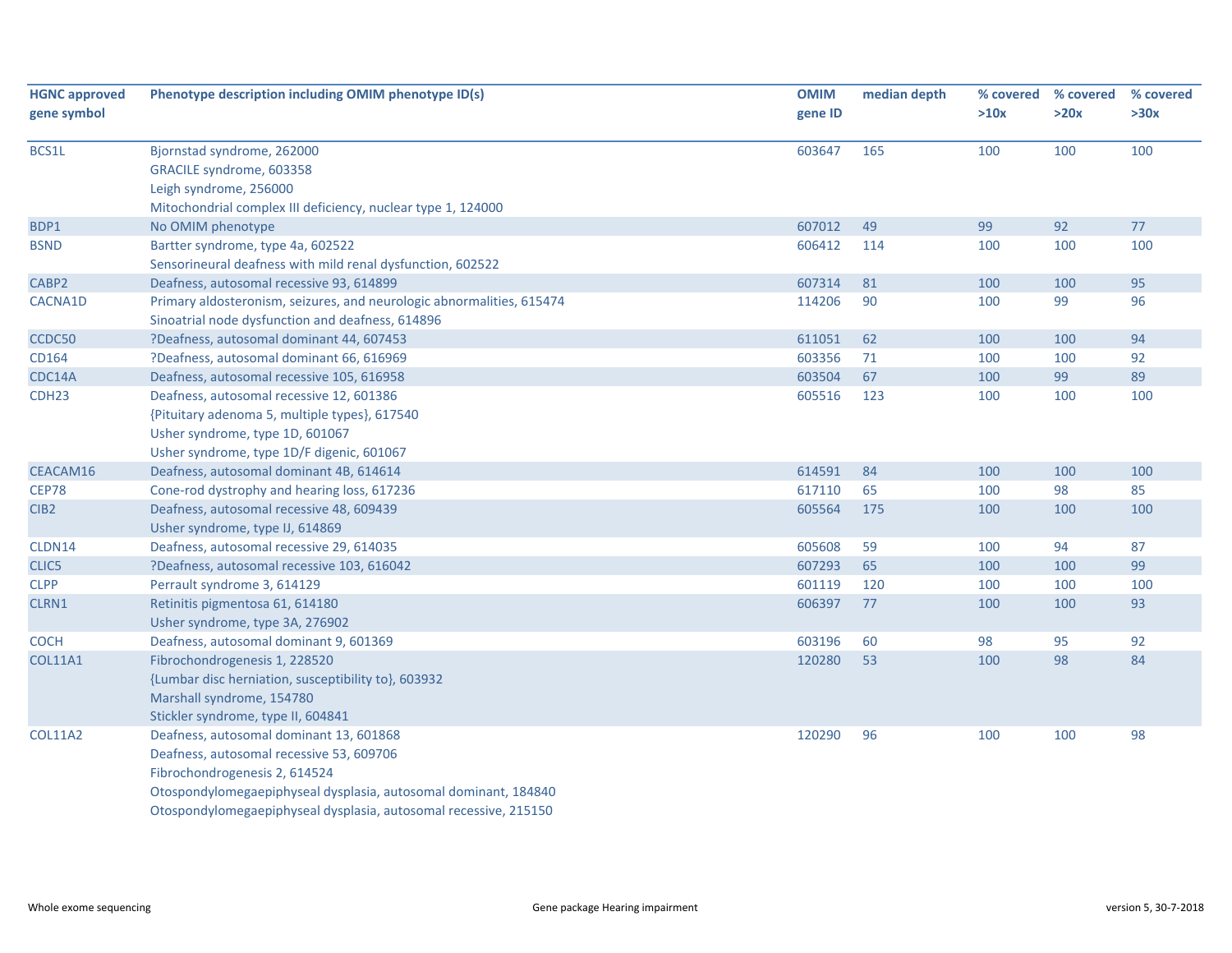| HGNC approved gene symbol | Phenotype description including OMIM phenotype ID(s) | OMIM gene ID | median depth | % covered >10x | % covered >20x | % covered >30x |
|---|---|---|---|---|---|---|
| BCS1L | Bjornstad syndrome, 262000<br>GRACILE syndrome, 603358<br>Leigh syndrome, 256000<br>Mitochondrial complex III deficiency, nuclear type 1, 124000 | 603647 | 165 | 100 | 100 | 100 |
| BDP1 | No OMIM phenotype | 607012 | 49 | 99 | 92 | 77 |
| BSND | Bartter syndrome, type 4a, 602522<br>Sensorineural deafness with mild renal dysfunction, 602522 | 606412 | 114 | 100 | 100 | 100 |
| CABP2 | Deafness, autosomal recessive 93, 614899 | 607314 | 81 | 100 | 100 | 95 |
| CACNA1D | Primary aldosteronism, seizures, and neurologic abnormalities, 615474<br>Sinoatrial node dysfunction and deafness, 614896 | 114206 | 90 | 100 | 99 | 96 |
| CCDC50 | ?Deafness, autosomal dominant 44, 607453 | 611051 | 62 | 100 | 100 | 94 |
| CD164 | ?Deafness, autosomal dominant 66, 616969 | 603356 | 71 | 100 | 100 | 92 |
| CDC14A | Deafness, autosomal recessive 105, 616958 | 603504 | 67 | 100 | 99 | 89 |
| CDH23 | Deafness, autosomal recessive 12, 601386<br>{Pituitary adenoma 5, multiple types}, 617540<br>Usher syndrome, type 1D, 601067<br>Usher syndrome, type 1D/F digenic, 601067 | 605516 | 123 | 100 | 100 | 100 |
| CEACAM16 | Deafness, autosomal dominant 4B, 614614 | 614591 | 84 | 100 | 100 | 100 |
| CEP78 | Cone-rod dystrophy and hearing loss, 617236 | 617110 | 65 | 100 | 98 | 85 |
| CIB2 | Deafness, autosomal recessive 48, 609439<br>Usher syndrome, type IJ, 614869 | 605564 | 175 | 100 | 100 | 100 |
| CLDN14 | Deafness, autosomal recessive 29, 614035 | 605608 | 59 | 100 | 94 | 87 |
| CLIC5 | ?Deafness, autosomal recessive 103, 616042 | 607293 | 65 | 100 | 100 | 99 |
| CLPP | Perrault syndrome 3, 614129 | 601119 | 120 | 100 | 100 | 100 |
| CLRN1 | Retinitis pigmentosa 61, 614180<br>Usher syndrome, type 3A, 276902 | 606397 | 77 | 100 | 100 | 93 |
| COCH | Deafness, autosomal dominant 9, 601369 | 603196 | 60 | 98 | 95 | 92 |
| COL11A1 | Fibrochondrogenesis 1, 228520<br>{Lumbar disc herniation, susceptibility to}, 603932<br>Marshall syndrome, 154780<br>Stickler syndrome, type II, 604841 | 120280 | 53 | 100 | 98 | 84 |
| COL11A2 | Deafness, autosomal dominant 13, 601868<br>Deafness, autosomal recessive 53, 609706<br>Fibrochondrogenesis 2, 614524<br>Otospondylomegaepiphyseal dysplasia, autosomal dominant, 184840<br>Otospondylomegaepiphyseal dysplasia, autosomal recessive, 215150 | 120290 | 96 | 100 | 100 | 98 |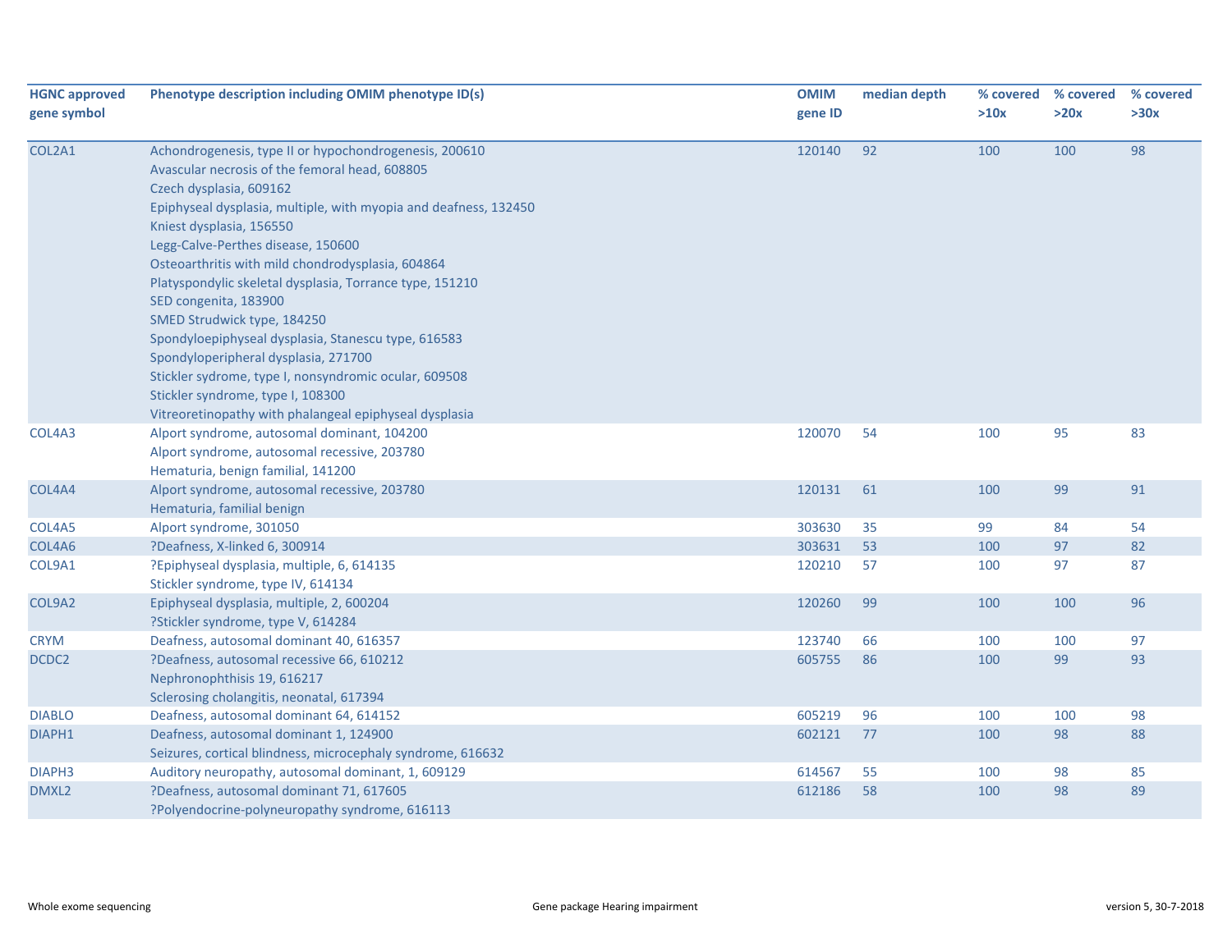| HGNC approved gene symbol | Phenotype description including OMIM phenotype ID(s) | OMIM gene ID | median depth | % covered >10x | % covered >20x | % covered >30x |
|---|---|---|---|---|---|---|
| COL2A1 | Achondrogenesis, type II or hypochondrogenesis, 200610<br>Avascular necrosis of the femoral head, 608805<br>Czech dysplasia, 609162<br>Epiphyseal dysplasia, multiple, with myopia and deafness, 132450<br>Kniest dysplasia, 156550<br>Legg-Calve-Perthes disease, 150600<br>Osteoarthritis with mild chondrodysplasia, 604864<br>Platyspondylic skeletal dysplasia, Torrance type, 151210<br>SED congenita, 183900<br>SMED Strudwick type, 184250<br>Spondyloepiphyseal dysplasia, Stanescu type, 616583<br>Spondyloperipheral dysplasia, 271700<br>Stickler sydrome, type I, nonsyndromic ocular, 609508<br>Stickler syndrome, type I, 108300<br>Vitreoretinopathy with phalangeal epiphyseal dysplasia | 120140 | 92 | 100 | 100 | 98 |
| COL4A3 | Alport syndrome, autosomal dominant, 104200<br>Alport syndrome, autosomal recessive, 203780<br>Hematuria, benign familial, 141200 | 120070 | 54 | 100 | 95 | 83 |
| COL4A4 | Alport syndrome, autosomal recessive, 203780<br>Hematuria, familial benign | 120131 | 61 | 100 | 99 | 91 |
| COL4A5 | Alport syndrome, 301050 | 303630 | 35 | 99 | 84 | 54 |
| COL4A6 | ?Deafness, X-linked 6, 300914 | 303631 | 53 | 100 | 97 | 82 |
| COL9A1 | ?Epiphyseal dysplasia, multiple, 6, 614135<br>Stickler syndrome, type IV, 614134 | 120210 | 57 | 100 | 97 | 87 |
| COL9A2 | Epiphyseal dysplasia, multiple, 2, 600204<br>?Stickler syndrome, type V, 614284 | 120260 | 99 | 100 | 100 | 96 |
| CRYM | Deafness, autosomal dominant 40, 616357 | 123740 | 66 | 100 | 100 | 97 |
| DCDC2 | ?Deafness, autosomal recessive 66, 610212<br>Nephronophthisis 19, 616217<br>Sclerosing cholangitis, neonatal, 617394 | 605755 | 86 | 100 | 99 | 93 |
| DIABLO | Deafness, autosomal dominant 64, 614152 | 605219 | 96 | 100 | 100 | 98 |
| DIAPH1 | Deafness, autosomal dominant 1, 124900<br>Seizures, cortical blindness, microcephaly syndrome, 616632 | 602121 | 77 | 100 | 98 | 88 |
| DIAPH3 | Auditory neuropathy, autosomal dominant, 1, 609129 | 614567 | 55 | 100 | 98 | 85 |
| DMXL2 | ?Deafness, autosomal dominant 71, 617605<br>?Polyendocrine-polyneuropathy syndrome, 616113 | 612186 | 58 | 100 | 98 | 89 |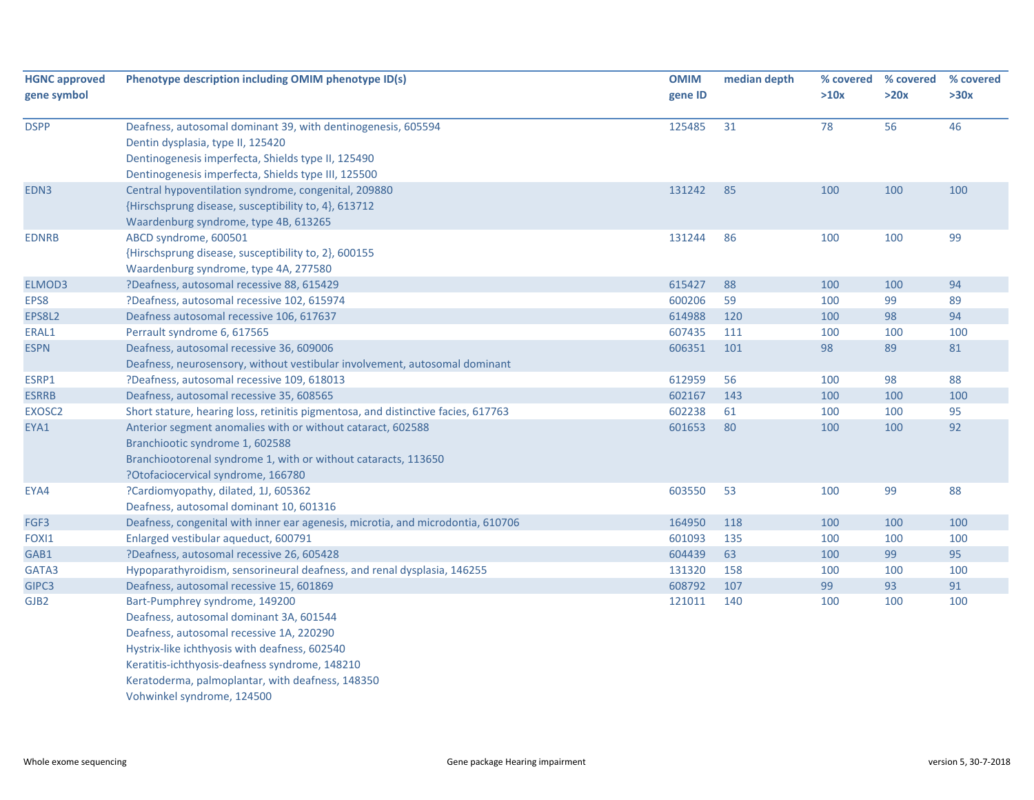| HGNC approved gene symbol | Phenotype description including OMIM phenotype ID(s) | OMIM gene ID | median depth | % covered >10x | % covered >20x | % covered >30x |
|---|---|---|---|---|---|---|
| DSPP | Deafness, autosomal dominant 39, with dentinogenesis, 605594<br>Dentin dysplasia, type II, 125420<br>Dentinogenesis imperfecta, Shields type II, 125490<br>Dentinogenesis imperfecta, Shields type III, 125500 | 125485 | 31 | 78 | 56 | 46 |
| EDN3 | Central hypoventilation syndrome, congenital, 209880<br>{Hirschsprung disease, susceptibility to, 4}, 613712<br>Waardenburg syndrome, type 4B, 613265 | 131242 | 85 | 100 | 100 | 100 |
| EDNRB | ABCD syndrome, 600501<br>{Hirschsprung disease, susceptibility to, 2}, 600155<br>Waardenburg syndrome, type 4A, 277580 | 131244 | 86 | 100 | 100 | 99 |
| ELMOD3 | ?Deafness, autosomal recessive 88, 615429 | 615427 | 88 | 100 | 100 | 94 |
| EPS8 | ?Deafness, autosomal recessive 102, 615974 | 600206 | 59 | 100 | 99 | 89 |
| EPS8L2 | Deafness autosomal recessive 106, 617637 | 614988 | 120 | 100 | 98 | 94 |
| ERAL1 | Perrault syndrome 6, 617565 | 607435 | 111 | 100 | 100 | 100 |
| ESPN | Deafness, autosomal recessive 36, 609006<br>Deafness, neurosensory, without vestibular involvement, autosomal dominant | 606351 | 101 | 98 | 89 | 81 |
| ESRP1 | ?Deafness, autosomal recessive 109, 618013 | 612959 | 56 | 100 | 98 | 88 |
| ESRRB | Deafness, autosomal recessive 35, 608565 | 602167 | 143 | 100 | 100 | 100 |
| EXOSC2 | Short stature, hearing loss, retinitis pigmentosa, and distinctive facies, 617763 | 602238 | 61 | 100 | 100 | 95 |
| EYA1 | Anterior segment anomalies with or without cataract, 602588<br>Branchiootic syndrome 1, 602588<br>Branchiootorenal syndrome 1, with or without cataracts, 113650<br>?Otofaciocervical syndrome, 166780 | 601653 | 80 | 100 | 100 | 92 |
| EYA4 | ?Cardiomyopathy, dilated, 1J, 605362<br>Deafness, autosomal dominant 10, 601316 | 603550 | 53 | 100 | 99 | 88 |
| FGF3 | Deafness, congenital with inner ear agenesis, microtia, and microdontia, 610706 | 164950 | 118 | 100 | 100 | 100 |
| FOXI1 | Enlarged vestibular aqueduct, 600791 | 601093 | 135 | 100 | 100 | 100 |
| GAB1 | ?Deafness, autosomal recessive 26, 605428 | 604439 | 63 | 100 | 99 | 95 |
| GATA3 | Hypoparathyroidism, sensorineural deafness, and renal dysplasia, 146255 | 131320 | 158 | 100 | 100 | 100 |
| GIPC3 | Deafness, autosomal recessive 15, 601869 | 608792 | 107 | 99 | 93 | 91 |
| GJB2 | Bart-Pumphrey syndrome, 149200<br>Deafness, autosomal dominant 3A, 601544<br>Deafness, autosomal recessive 1A, 220290<br>Hystrix-like ichthyosis with deafness, 602540<br>Keratitis-ichthyosis-deafness syndrome, 148210<br>Keratoderma, palmoplantar, with deafness, 148350<br>Vohwinkel syndrome, 124500 | 121011 | 140 | 100 | 100 | 100 |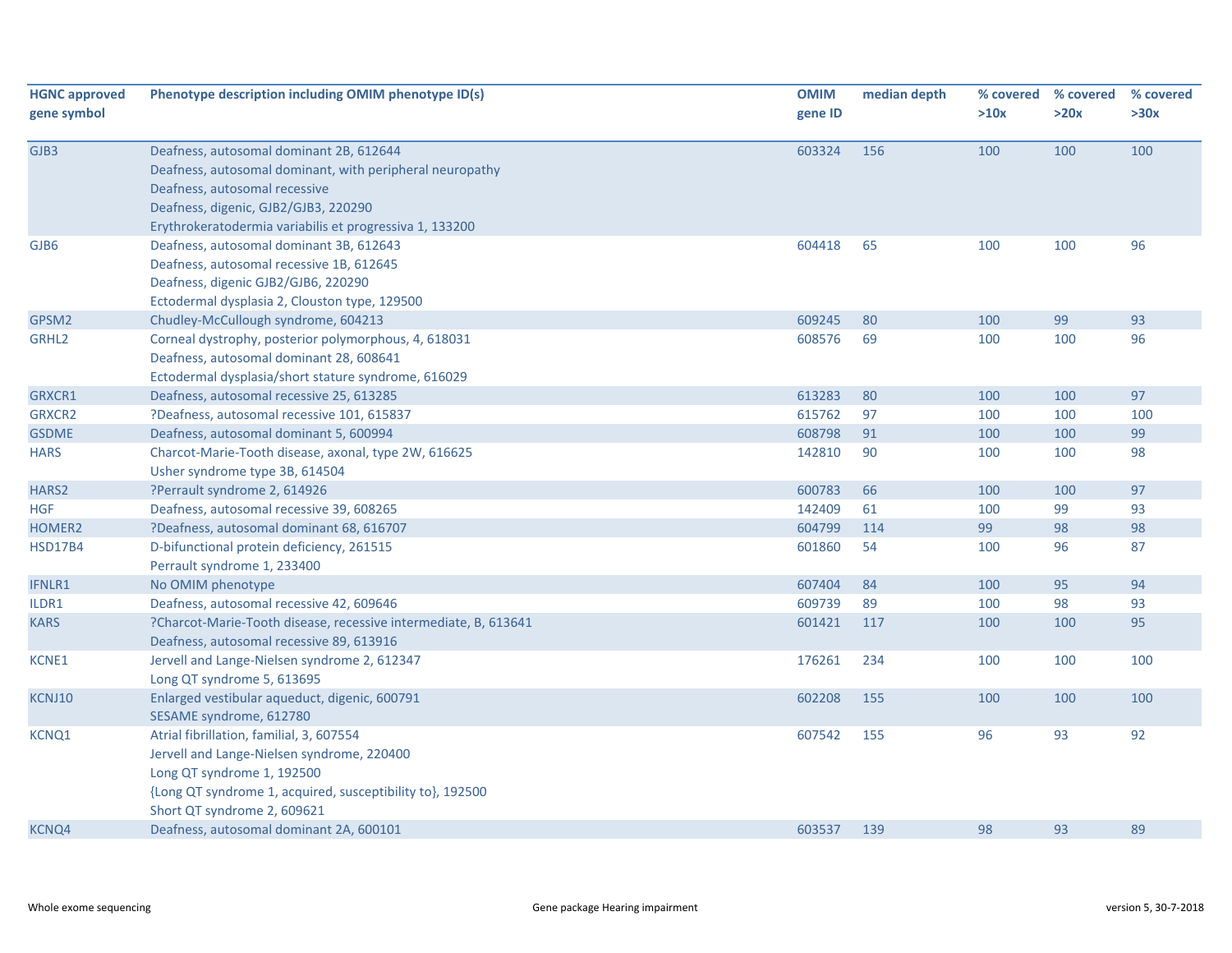| HGNC approved gene symbol | Phenotype description including OMIM phenotype ID(s) | OMIM gene ID | median depth | % covered >10x | % covered >20x | % covered >30x |
|---|---|---|---|---|---|---|
| GJB3 | Deafness, autosomal dominant 2B, 612644<br>Deafness, autosomal dominant, with peripheral neuropathy<br>Deafness, autosomal recessive<br>Deafness, digenic, GJB2/GJB3, 220290<br>Erythrokeratodermia variabilis et progressiva 1, 133200 | 603324 | 156 | 100 | 100 | 100 |
| GJB6 | Deafness, autosomal dominant 3B, 612643<br>Deafness, autosomal recessive 1B, 612645<br>Deafness, digenic GJB2/GJB6, 220290<br>Ectodermal dysplasia 2, Clouston type, 129500 | 604418 | 65 | 100 | 100 | 96 |
| GPSM2 | Chudley-McCullough syndrome, 604213 | 609245 | 80 | 100 | 99 | 93 |
| GRHL2 | Corneal dystrophy, posterior polymorphous, 4, 618031<br>Deafness, autosomal dominant 28, 608641<br>Ectodermal dysplasia/short stature syndrome, 616029 | 608576 | 69 | 100 | 100 | 96 |
| GRXCR1 | Deafness, autosomal recessive 25, 613285 | 613283 | 80 | 100 | 100 | 97 |
| GRXCR2 | ?Deafness, autosomal recessive 101, 615837 | 615762 | 97 | 100 | 100 | 100 |
| GSDME | Deafness, autosomal dominant 5, 600994 | 608798 | 91 | 100 | 100 | 99 |
| HARS | Charcot-Marie-Tooth disease, axonal, type 2W, 616625<br>Usher syndrome type 3B, 614504 | 142810 | 90 | 100 | 100 | 98 |
| HARS2 | ?Perrault syndrome 2, 614926 | 600783 | 66 | 100 | 100 | 97 |
| HGF | Deafness, autosomal recessive 39, 608265 | 142409 | 61 | 100 | 99 | 93 |
| HOMER2 | ?Deafness, autosomal dominant 68, 616707 | 604799 | 114 | 99 | 98 | 98 |
| HSD17B4 | D-bifunctional protein deficiency, 261515<br>Perrault syndrome 1, 233400 | 601860 | 54 | 100 | 96 | 87 |
| IFNLR1 | No OMIM phenotype | 607404 | 84 | 100 | 95 | 94 |
| ILDR1 | Deafness, autosomal recessive 42, 609646 | 609739 | 89 | 100 | 98 | 93 |
| KARS | ?Charcot-Marie-Tooth disease, recessive intermediate, B, 613641<br>Deafness, autosomal recessive 89, 613916 | 601421 | 117 | 100 | 100 | 95 |
| KCNE1 | Jervell and Lange-Nielsen syndrome 2, 612347<br>Long QT syndrome 5, 613695 | 176261 | 234 | 100 | 100 | 100 |
| KCNJ10 | Enlarged vestibular aqueduct, digenic, 600791<br>SESAME syndrome, 612780 | 602208 | 155 | 100 | 100 | 100 |
| KCNQ1 | Atrial fibrillation, familial, 3, 607554<br>Jervell and Lange-Nielsen syndrome, 220400<br>Long QT syndrome 1, 192500<br>{Long QT syndrome 1, acquired, susceptibility to}, 192500<br>Short QT syndrome 2, 609621 | 607542 | 155 | 96 | 93 | 92 |
| KCNQ4 | Deafness, autosomal dominant 2A, 600101 | 603537 | 139 | 98 | 93 | 89 |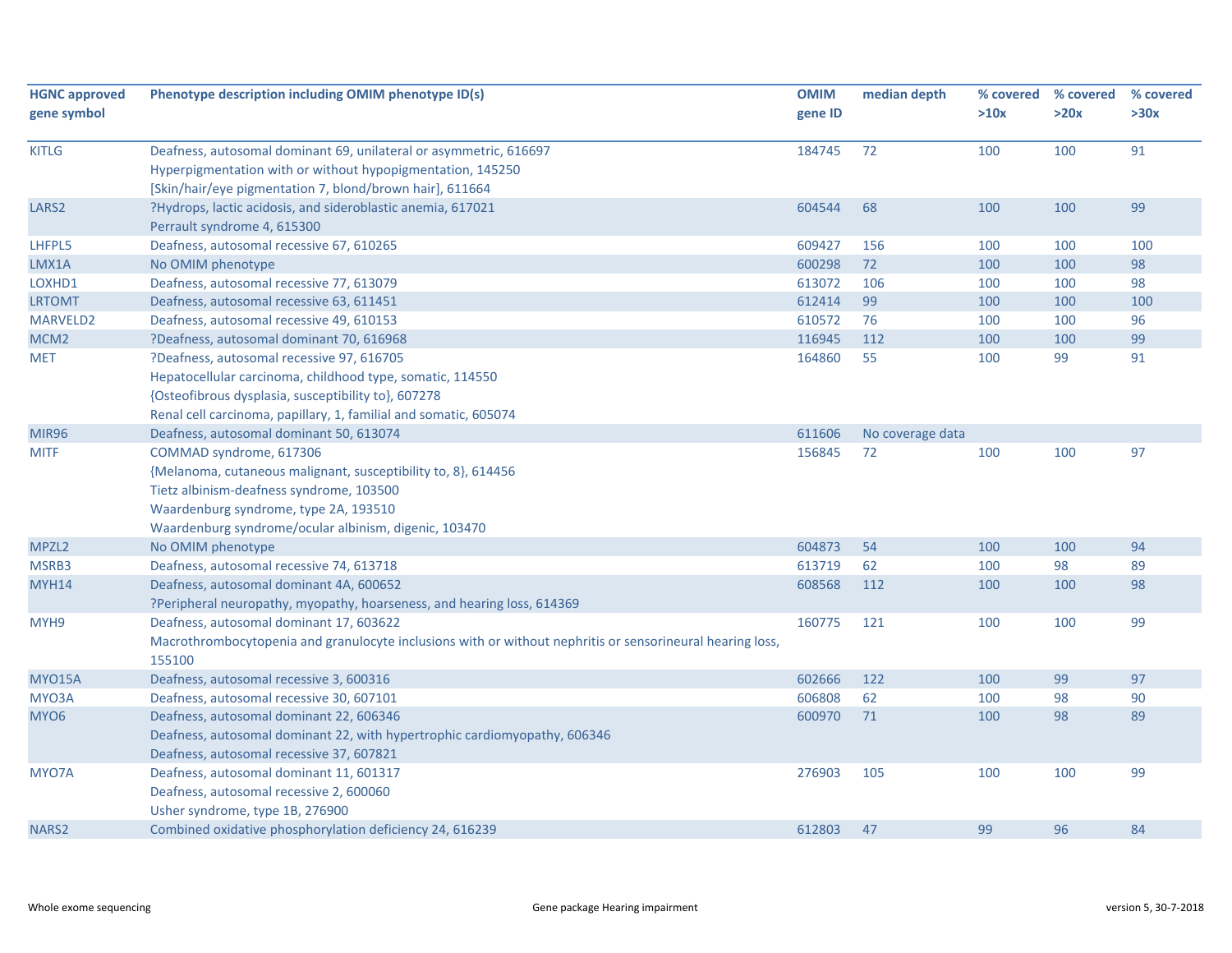| HGNC approved gene symbol | Phenotype description including OMIM phenotype ID(s) | OMIM gene ID | median depth | % covered >10x | % covered >20x | % covered >30x |
|---|---|---|---|---|---|---|
| KITLG | Deafness, autosomal dominant 69, unilateral or asymmetric, 616697<br>Hyperpigmentation with or without hypopigmentation, 145250<br>[Skin/hair/eye pigmentation 7, blond/brown hair], 611664 | 184745 | 72 | 100 | 100 | 91 |
| LARS2 | ?Hydrops, lactic acidosis, and sideroblastic anemia, 617021<br>Perrault syndrome 4, 615300 | 604544 | 68 | 100 | 100 | 99 |
| LHFPL5 | Deafness, autosomal recessive 67, 610265 | 609427 | 156 | 100 | 100 | 100 |
| LMX1A | No OMIM phenotype | 600298 | 72 | 100 | 100 | 98 |
| LOXHD1 | Deafness, autosomal recessive 77, 613079 | 613072 | 106 | 100 | 100 | 98 |
| LRTOMT | Deafness, autosomal recessive 63, 611451 | 612414 | 99 | 100 | 100 | 100 |
| MARVELD2 | Deafness, autosomal recessive 49, 610153 | 610572 | 76 | 100 | 100 | 96 |
| MCM2 | ?Deafness, autosomal dominant 70, 616968 | 116945 | 112 | 100 | 100 | 99 |
| MET | ?Deafness, autosomal recessive 97, 616705<br>Hepatocellular carcinoma, childhood type, somatic, 114550<br>{Osteofibrous dysplasia, susceptibility to}, 607278<br>Renal cell carcinoma, papillary, 1, familial and somatic, 605074 | 164860 | 55 | 100 | 99 | 91 |
| MIR96 | Deafness, autosomal dominant 50, 613074 | 611606 | No coverage data | | | |
| MITF | COMMAD syndrome, 617306<br>{Melanoma, cutaneous malignant, susceptibility to, 8}, 614456<br>Tietz albinism-deafness syndrome, 103500<br>Waardenburg syndrome, type 2A, 193510<br>Waardenburg syndrome/ocular albinism, digenic, 103470 | 156845 | 72 | 100 | 100 | 97 |
| MPZL2 | No OMIM phenotype | 604873 | 54 | 100 | 100 | 94 |
| MSRB3 | Deafness, autosomal recessive 74, 613718 | 613719 | 62 | 100 | 98 | 89 |
| MYH14 | Deafness, autosomal dominant 4A, 600652<br>?Peripheral neuropathy, myopathy, hoarseness, and hearing loss, 614369 | 608568 | 112 | 100 | 100 | 98 |
| MYH9 | Deafness, autosomal dominant 17, 603622<br>Macrothrombocytopenia and granulocyte inclusions with or without nephritis or sensorineural hearing loss, 155100 | 160775 | 121 | 100 | 100 | 99 |
| MYO15A | Deafness, autosomal recessive 3, 600316 | 602666 | 122 | 100 | 99 | 97 |
| MYO3A | Deafness, autosomal recessive 30, 607101 | 606808 | 62 | 100 | 98 | 90 |
| MYO6 | Deafness, autosomal dominant 22, 606346<br>Deafness, autosomal dominant 22, with hypertrophic cardiomyopathy, 606346<br>Deafness, autosomal recessive 37, 607821 | 600970 | 71 | 100 | 98 | 89 |
| MYO7A | Deafness, autosomal dominant 11, 601317<br>Deafness, autosomal recessive 2, 600060<br>Usher syndrome, type 1B, 276900 | 276903 | 105 | 100 | 100 | 99 |
| NARS2 | Combined oxidative phosphorylation deficiency 24, 616239 | 612803 | 47 | 99 | 96 | 84 |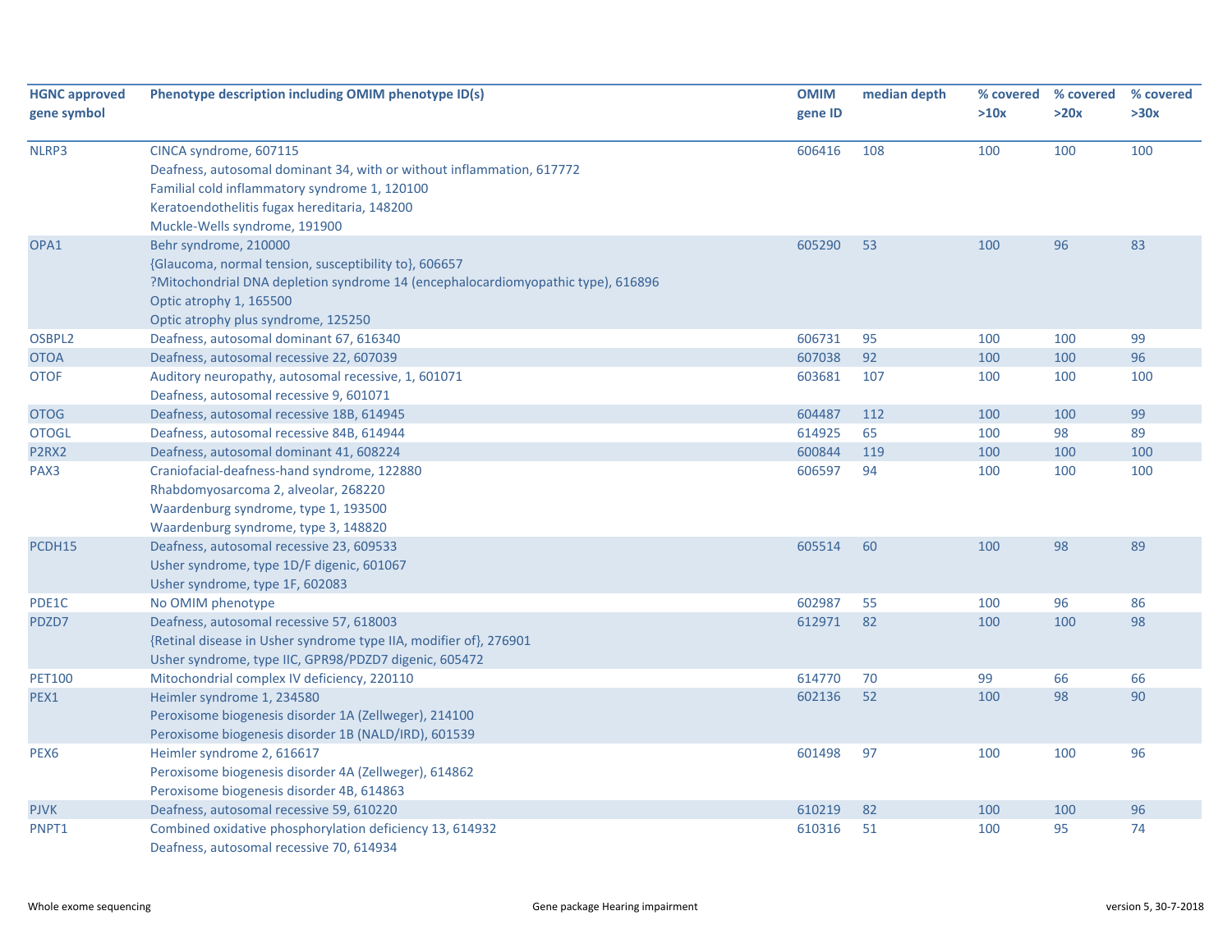| HGNC approved gene symbol | Phenotype description including OMIM phenotype ID(s) | OMIM gene ID | median depth | % covered >10x | % covered >20x | % covered >30x |
|---|---|---|---|---|---|---|
| NLRP3 | CINCA syndrome, 607115<br>Deafness, autosomal dominant 34, with or without inflammation, 617772<br>Familial cold inflammatory syndrome 1, 120100<br>Keratoendothelitis fugax hereditaria, 148200<br>Muckle-Wells syndrome, 191900 | 606416 | 108 | 100 | 100 | 100 |
| OPA1 | Behr syndrome, 210000<br>{Glaucoma, normal tension, susceptibility to}, 606657<br>?Mitochondrial DNA depletion syndrome 14 (encephalocardiomyopathic type), 616896<br>Optic atrophy 1, 165500<br>Optic atrophy plus syndrome, 125250 | 605290 | 53 | 100 | 96 | 83 |
| OSBPL2 | Deafness, autosomal dominant 67, 616340 | 606731 | 95 | 100 | 100 | 99 |
| OTOA | Deafness, autosomal recessive 22, 607039 | 607038 | 92 | 100 | 100 | 96 |
| OTOF | Auditory neuropathy, autosomal recessive, 1, 601071<br>Deafness, autosomal recessive 9, 601071 | 603681 | 107 | 100 | 100 | 100 |
| OTOG | Deafness, autosomal recessive 18B, 614945 | 604487 | 112 | 100 | 100 | 99 |
| OTOGL | Deafness, autosomal recessive 84B, 614944 | 614925 | 65 | 100 | 98 | 89 |
| P2RX2 | Deafness, autosomal dominant 41, 608224 | 600844 | 119 | 100 | 100 | 100 |
| PAX3 | Craniofacial-deafness-hand syndrome, 122880<br>Rhabdomyosarcoma 2, alveolar, 268220<br>Waardenburg syndrome, type 1, 193500<br>Waardenburg syndrome, type 3, 148820 | 606597 | 94 | 100 | 100 | 100 |
| PCDH15 | Deafness, autosomal recessive 23, 609533<br>Usher syndrome, type 1D/F digenic, 601067<br>Usher syndrome, type 1F, 602083 | 605514 | 60 | 100 | 98 | 89 |
| PDE1C | No OMIM phenotype | 602987 | 55 | 100 | 96 | 86 |
| PDZD7 | Deafness, autosomal recessive 57, 618003<br>{Retinal disease in Usher syndrome type IIA, modifier of}, 276901<br>Usher syndrome, type IIC, GPR98/PDZD7 digenic, 605472 | 612971 | 82 | 100 | 100 | 98 |
| PET100 | Mitochondrial complex IV deficiency, 220110 | 614770 | 70 | 99 | 66 | 66 |
| PEX1 | Heimler syndrome 1, 234580<br>Peroxisome biogenesis disorder 1A (Zellweger), 214100<br>Peroxisome biogenesis disorder 1B (NALD/IRD), 601539 | 602136 | 52 | 100 | 98 | 90 |
| PEX6 | Heimler syndrome 2, 616617<br>Peroxisome biogenesis disorder 4A (Zellweger), 614862<br>Peroxisome biogenesis disorder 4B, 614863 | 601498 | 97 | 100 | 100 | 96 |
| PJVK | Deafness, autosomal recessive 59, 610220 | 610219 | 82 | 100 | 100 | 96 |
| PNPT1 | Combined oxidative phosphorylation deficiency 13, 614932<br>Deafness, autosomal recessive 70, 614934 | 610316 | 51 | 100 | 95 | 74 |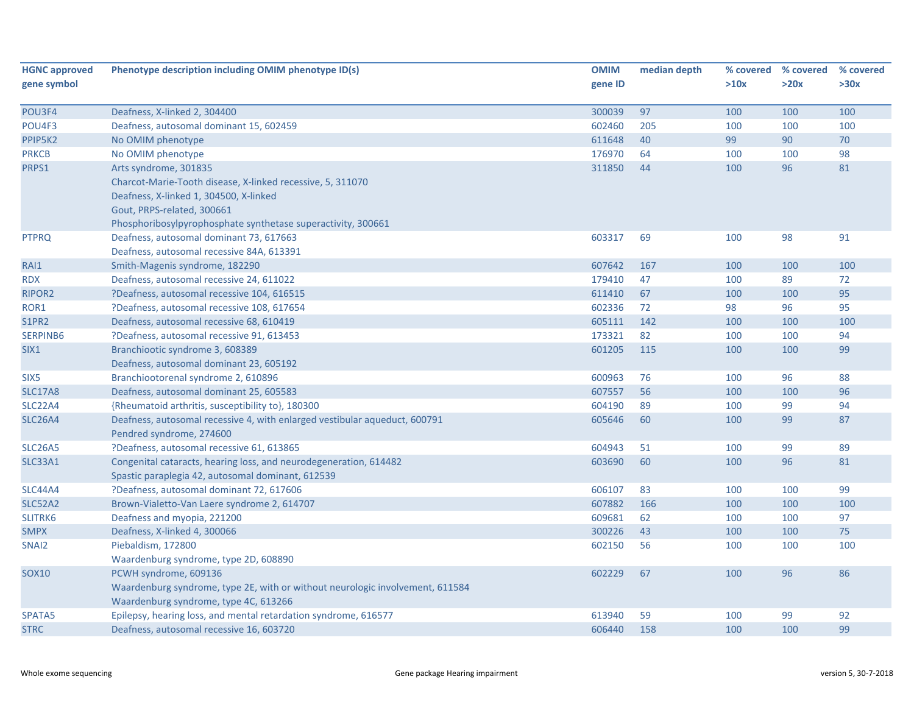| HGNC approved gene symbol | Phenotype description including OMIM phenotype ID(s) | OMIM gene ID | median depth | % covered >10x | % covered >20x | % covered >30x |
|---|---|---|---|---|---|---|
| POU3F4 | Deafness, X-linked 2, 304400 | 300039 | 97 | 100 | 100 | 100 |
| POU4F3 | Deafness, autosomal dominant 15, 602459 | 602460 | 205 | 100 | 100 | 100 |
| PPIP5K2 | No OMIM phenotype | 611648 | 40 | 99 | 90 | 70 |
| PRKCB | No OMIM phenotype | 176970 | 64 | 100 | 100 | 98 |
| PRPS1 | Arts syndrome, 301835<br>Charcot-Marie-Tooth disease, X-linked recessive, 5, 311070<br>Deafness, X-linked 1, 304500, X-linked<br>Gout, PRPS-related, 300661<br>Phosphoribosylpyrophosphate synthetase superactivity, 300661 | 311850 | 44 | 100 | 96 | 81 |
| PTPRQ | Deafness, autosomal dominant 73, 617663<br>Deafness, autosomal recessive 84A, 613391 | 603317 | 69 | 100 | 98 | 91 |
| RAI1 | Smith-Magenis syndrome, 182290 | 607642 | 167 | 100 | 100 | 100 |
| RDX | Deafness, autosomal recessive 24, 611022 | 179410 | 47 | 100 | 89 | 72 |
| RIPOR2 | ?Deafness, autosomal recessive 104, 616515 | 611410 | 67 | 100 | 100 | 95 |
| ROR1 | ?Deafness, autosomal recessive 108, 617654 | 602336 | 72 | 98 | 96 | 95 |
| S1PR2 | Deafness, autosomal recessive 68, 610419 | 605111 | 142 | 100 | 100 | 100 |
| SERPINB6 | ?Deafness, autosomal recessive 91, 613453 | 173321 | 82 | 100 | 100 | 94 |
| SIX1 | Branchiootic syndrome 3, 608389<br>Deafness, autosomal dominant 23, 605192 | 601205 | 115 | 100 | 100 | 99 |
| SIX5 | Branchiootorenal syndrome 2, 610896 | 600963 | 76 | 100 | 96 | 88 |
| SLC17A8 | Deafness, autosomal dominant 25, 605583 | 607557 | 56 | 100 | 100 | 96 |
| SLC22A4 | {Rheumatoid arthritis, susceptibility to}, 180300 | 604190 | 89 | 100 | 99 | 94 |
| SLC26A4 | Deafness, autosomal recessive 4, with enlarged vestibular aqueduct, 600791<br>Pendred syndrome, 274600 | 605646 | 60 | 100 | 99 | 87 |
| SLC26A5 | ?Deafness, autosomal recessive 61, 613865 | 604943 | 51 | 100 | 99 | 89 |
| SLC33A1 | Congenital cataracts, hearing loss, and neurodegeneration, 614482<br>Spastic paraplegia 42, autosomal dominant, 612539 | 603690 | 60 | 100 | 96 | 81 |
| SLC44A4 | ?Deafness, autosomal dominant 72, 617606 | 606107 | 83 | 100 | 100 | 99 |
| SLC52A2 | Brown-Vialetto-Van Laere syndrome 2, 614707 | 607882 | 166 | 100 | 100 | 100 |
| SLITRK6 | Deafness and myopia, 221200 | 609681 | 62 | 100 | 100 | 97 |
| SMPX | Deafness, X-linked 4, 300066 | 300226 | 43 | 100 | 100 | 75 |
| SNAI2 | Piebaldism, 172800<br>Waardenburg syndrome, type 2D, 608890 | 602150 | 56 | 100 | 100 | 100 |
| SOX10 | PCWH syndrome, 609136<br>Waardenburg syndrome, type 2E, with or without neurologic involvement, 611584<br>Waardenburg syndrome, type 4C, 613266 | 602229 | 67 | 100 | 96 | 86 |
| SPATA5 | Epilepsy, hearing loss, and mental retardation syndrome, 616577 | 613940 | 59 | 100 | 99 | 92 |
| STRC | Deafness, autosomal recessive 16, 603720 | 606440 | 158 | 100 | 100 | 99 |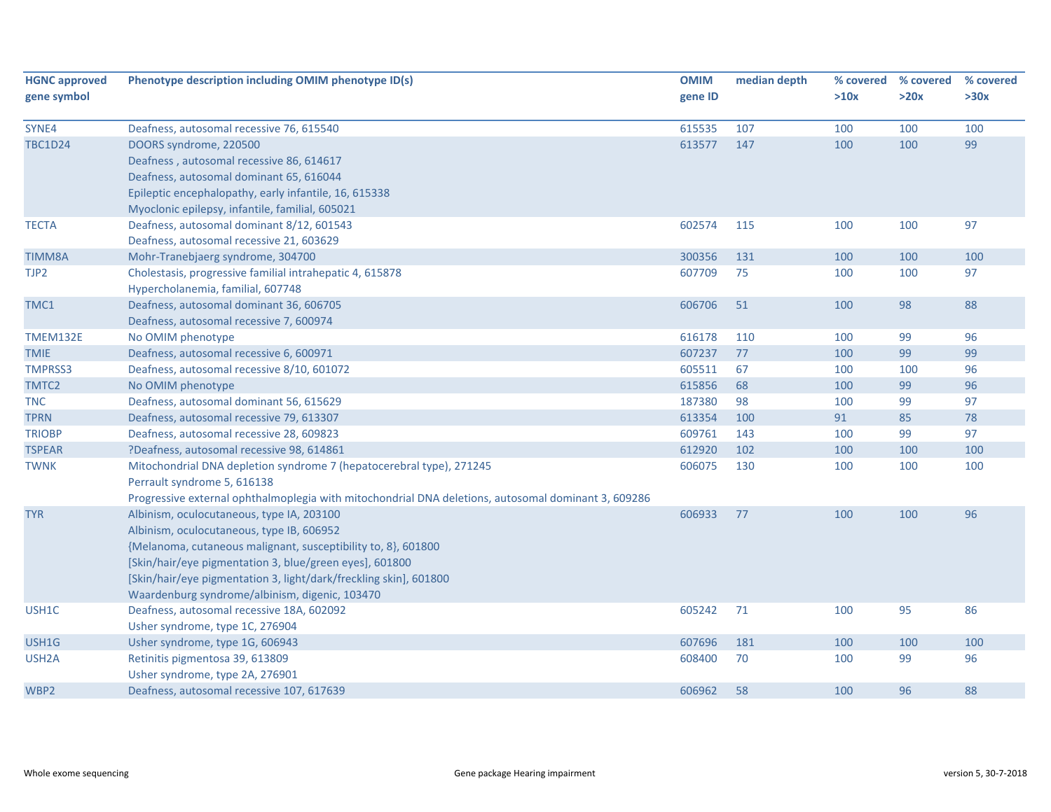| HGNC approved gene symbol | Phenotype description including OMIM phenotype ID(s) | OMIM gene ID | median depth | % covered >10x | % covered >20x | % covered >30x |
|---|---|---|---|---|---|---|
| SYNE4 | Deafness, autosomal recessive 76, 615540 | 615535 | 107 | 100 | 100 | 100 |
| TBC1D24 | DOORS syndrome, 220500<br>Deafness , autosomal recessive 86, 614617<br>Deafness, autosomal dominant 65, 616044<br>Epileptic encephalopathy, early infantile, 16, 615338<br>Myoclonic epilepsy, infantile, familial, 605021 | 613577 | 147 | 100 | 100 | 99 |
| TECTA | Deafness, autosomal dominant 8/12, 601543<br>Deafness, autosomal recessive 21, 603629 | 602574 | 115 | 100 | 100 | 97 |
| TIMM8A | Mohr-Tranebjaerg syndrome, 304700 | 300356 | 131 | 100 | 100 | 100 |
| TJP2 | Cholestasis, progressive familial intrahepatic 4, 615878<br>Hypercholanemia, familial, 607748 | 607709 | 75 | 100 | 100 | 97 |
| TMC1 | Deafness, autosomal dominant 36, 606705<br>Deafness, autosomal recessive 7, 600974 | 606706 | 51 | 100 | 98 | 88 |
| TMEM132E | No OMIM phenotype | 616178 | 110 | 100 | 99 | 96 |
| TMIE | Deafness, autosomal recessive 6, 600971 | 607237 | 77 | 100 | 99 | 99 |
| TMPRSS3 | Deafness, autosomal recessive 8/10, 601072 | 605511 | 67 | 100 | 100 | 96 |
| TMTC2 | No OMIM phenotype | 615856 | 68 | 100 | 99 | 96 |
| TNC | Deafness, autosomal dominant 56, 615629 | 187380 | 98 | 100 | 99 | 97 |
| TPRN | Deafness, autosomal recessive 79, 613307 | 613354 | 100 | 91 | 85 | 78 |
| TRIOBP | Deafness, autosomal recessive 28, 609823 | 609761 | 143 | 100 | 99 | 97 |
| TSPEAR | ?Deafness, autosomal recessive 98, 614861 | 612920 | 102 | 100 | 100 | 100 |
| TWNK | Mitochondrial DNA depletion syndrome 7 (hepatocerebral type), 271245<br>Perrault syndrome 5, 616138<br>Progressive external ophthalmoplegia with mitochondrial DNA deletions, autosomal dominant 3, 609286 | 606075 | 130 | 100 | 100 | 100 |
| TYR | Albinism, oculocutaneous, type IA, 203100<br>Albinism, oculocutaneous, type IB, 606952<br>{Melanoma, cutaneous malignant, susceptibility to, 8}, 601800<br>[Skin/hair/eye pigmentation 3, blue/green eyes], 601800<br>[Skin/hair/eye pigmentation 3, light/dark/freckling skin], 601800<br>Waardenburg syndrome/albinism, digenic, 103470 | 606933 | 77 | 100 | 100 | 96 |
| USH1C | Deafness, autosomal recessive 18A, 602092<br>Usher syndrome, type 1C, 276904 | 605242 | 71 | 100 | 95 | 86 |
| USH1G | Usher syndrome, type 1G, 606943 | 607696 | 181 | 100 | 100 | 100 |
| USH2A | Retinitis pigmentosa 39, 613809<br>Usher syndrome, type 2A, 276901 | 608400 | 70 | 100 | 99 | 96 |
| WBP2 | Deafness, autosomal recessive 107, 617639 | 606962 | 58 | 100 | 96 | 88 |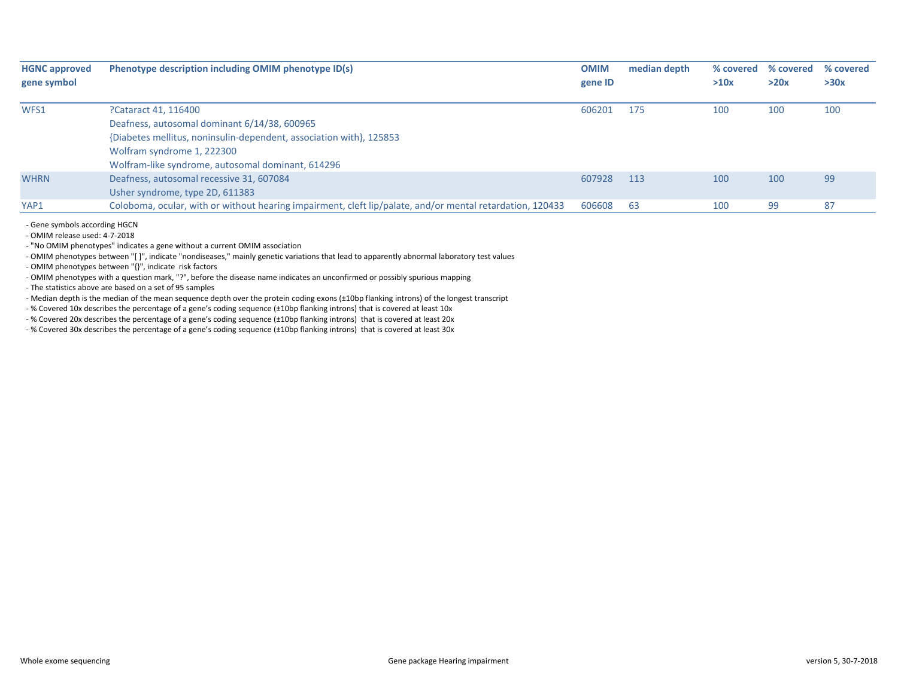| HGNC approved gene symbol | Phenotype description including OMIM phenotype ID(s) | OMIM gene ID | median depth | % covered >10x | % covered >20x | % covered >30x |
|---|---|---|---|---|---|---|
| WFS1 | ?Cataract 41, 116400<br>Deafness, autosomal dominant 6/14/38, 600965<br>{Diabetes mellitus, noninsulin-dependent, association with}, 125853<br>Wolfram syndrome 1, 222300<br>Wolfram-like syndrome, autosomal dominant, 614296 | 606201 | 175 | 100 | 100 | 100 |
| WHRN | Deafness, autosomal recessive 31, 607084<br>Usher syndrome, type 2D, 611383 | 607928 | 113 | 100 | 100 | 99 |
| YAP1 | Coloboma, ocular, with or without hearing impairment, cleft lip/palate, and/or mental retardation, 120433 | 606608 | 63 | 100 | 99 | 87 |

- Gene symbols according HGCN
- OMIM release used: 4-7-2018
- "No OMIM phenotypes" indicates a gene without a current OMIM association
- OMIM phenotypes between "[ ]", indicate "nondiseases," mainly genetic variations that lead to apparently abnormal laboratory test values
- OMIM phenotypes between "{}", indicate risk factors
- OMIM phenotypes with a question mark, "?", before the disease name indicates an unconfirmed or possibly spurious mapping
- The statistics above are based on a set of 95 samples
- Median depth is the median of the mean sequence depth over the protein coding exons (±10bp flanking introns) of the longest transcript
- % Covered 10x describes the percentage of a gene's coding sequence (±10bp flanking introns) that is covered at least 10x
- % Covered 20x describes the percentage of a gene's coding sequence (±10bp flanking introns) that is covered at least 20x
- % Covered 30x describes the percentage of a gene's coding sequence (±10bp flanking introns) that is covered at least 30x